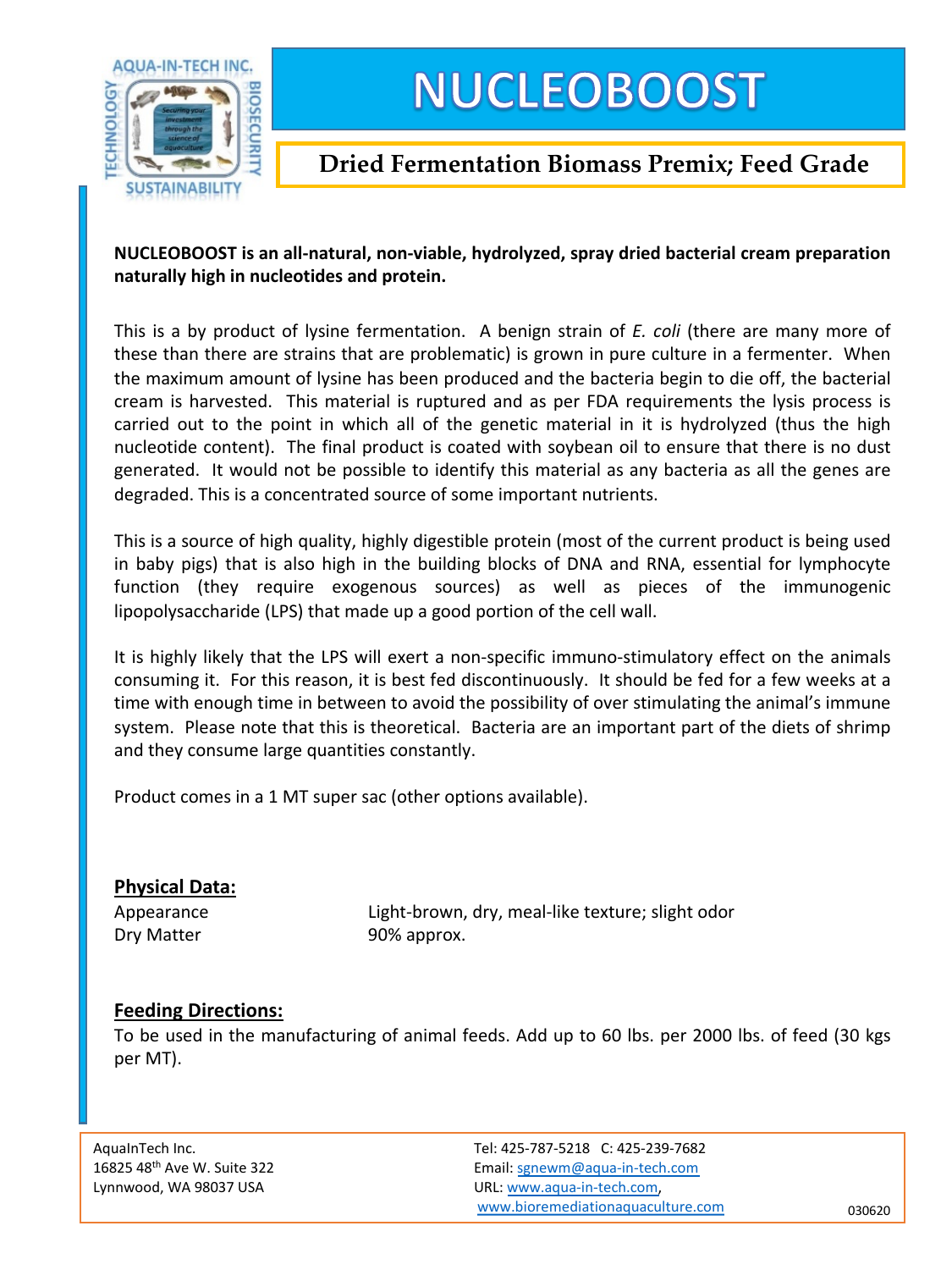AQUA-IN-TECH INC.

TECHNOLOGY · BIOSECURITY · SUSTAINABILITY

Securing your investment through the science of aquaculture

# NUCLEOBOOST

## Dried Fermentation Biomass Premix; Feed Grade

**NUCLEOBOOST is an all-natural, non-viable, hydrolyzed, spray dried bacterial cream preparation naturally high in nucleotides and protein.**

This is a by product of lysine fermentation. A benign strain of *E. coli* (there are many more of these than there are strains that are problematic) is grown in pure culture in a fermenter. When the maximum amount of lysine has been produced and the bacteria begin to die off, the bacterial cream is harvested. This material is ruptured and as per FDA requirements the lysis process is carried out to the point in which all of the genetic material in it is hydrolyzed (thus the high nucleotide content). The final product is coated with soybean oil to ensure that there is no dust generated. It would not be possible to identify this material as any bacteria as all the genes are degraded. This is a concentrated source of some important nutrients.

This is a source of high quality, highly digestible protein (most of the current product is being used in baby pigs) that is also high in the building blocks of DNA and RNA, essential for lymphocyte function (they require exogenous sources) as well as pieces of the immunogenic lipopolysaccharide (LPS) that made up a good portion of the cell wall.

It is highly likely that the LPS will exert a non-specific immuno-stimulatory effect on the animals consuming it. For this reason, it is best fed discontinuously. It should be fed for a few weeks at a time with enough time in between to avoid the possibility of over stimulating the animal's immune system. Please note that this is theoretical. Bacteria are an important part of the diets of shrimp and they consume large quantities constantly.

Product comes in a 1 MT super sac (other options available).

### Physical Data:

| | |
|---|---|
| Appearance | Light-brown, dry, meal-like texture; slight odor |
| Dry Matter | 90% approx. |

### Feeding Directions:

To be used in the manufacturing of animal feeds. Add up to 60 lbs. per 2000 lbs. of feed (30 kgs per MT).

AquaInTech Inc.
16825 48th Ave W. Suite 322
Lynnwood, WA 98037 USA

Tel: 425-787-5218 C: 425-239-7682
Email: sgnewm@aqua-in-tech.com
URL: www.aqua-in-tech.com,
www.bioremediationaquaculture.com

030620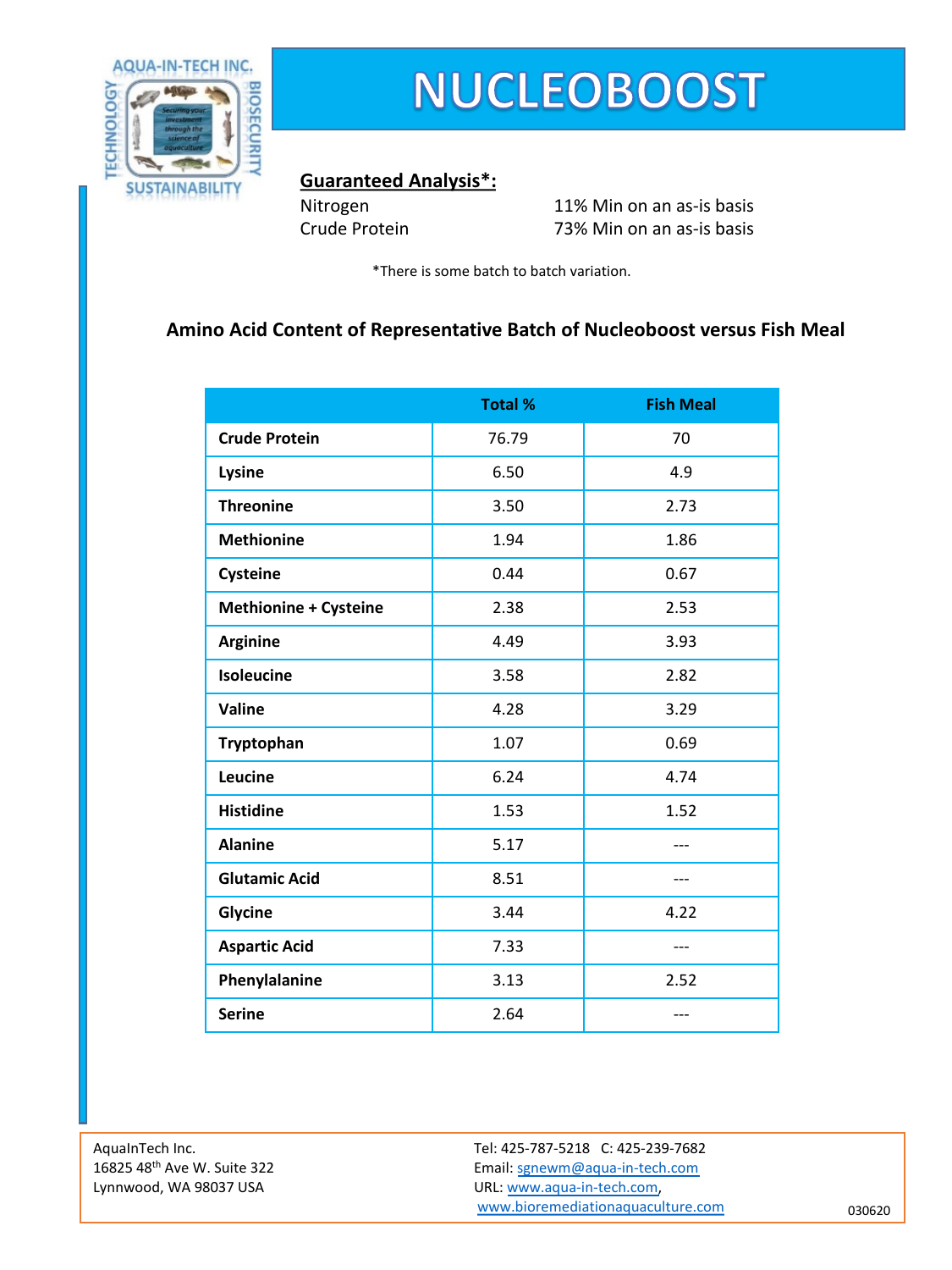# NUCLEOBOOST

**Guaranteed Analysis*:**

| | |
|---|---|
| Nitrogen | 11% Min on an as-is basis |
| Crude Protein | 73% Min on an as-is basis |

*There is some batch to batch variation.

### Amino Acid Content of Representative Batch of Nucleoboost versus Fish Meal

| | Total % | Fish Meal |
|---|---|---|
| **Crude Protein** | 76.79 | 70 |
| **Lysine** | 6.50 | 4.9 |
| **Threonine** | 3.50 | 2.73 |
| **Methionine** | 1.94 | 1.86 |
| **Cysteine** | 0.44 | 0.67 |
| **Methionine + Cysteine** | 2.38 | 2.53 |
| **Arginine** | 4.49 | 3.93 |
| **Isoleucine** | 3.58 | 2.82 |
| **Valine** | 4.28 | 3.29 |
| **Tryptophan** | 1.07 | 0.69 |
| **Leucine** | 6.24 | 4.74 |
| **Histidine** | 1.53 | 1.52 |
| **Alanine** | 5.17 | --- |
| **Glutamic Acid** | 8.51 | --- |
| **Glycine** | 3.44 | 4.22 |
| **Aspartic Acid** | 7.33 | --- |
| **Phenylalanine** | 3.13 | 2.52 |
| **Serine** | 2.64 | --- |

AquaInTech Inc.
16825 48th Ave W. Suite 322
Lynnwood, WA 98037 USA

Tel: 425-787-5218 C: 425-239-7682
Email: sgnewm@aqua-in-tech.com
URL: www.aqua-in-tech.com, www.bioremediationaquaculture.com

030620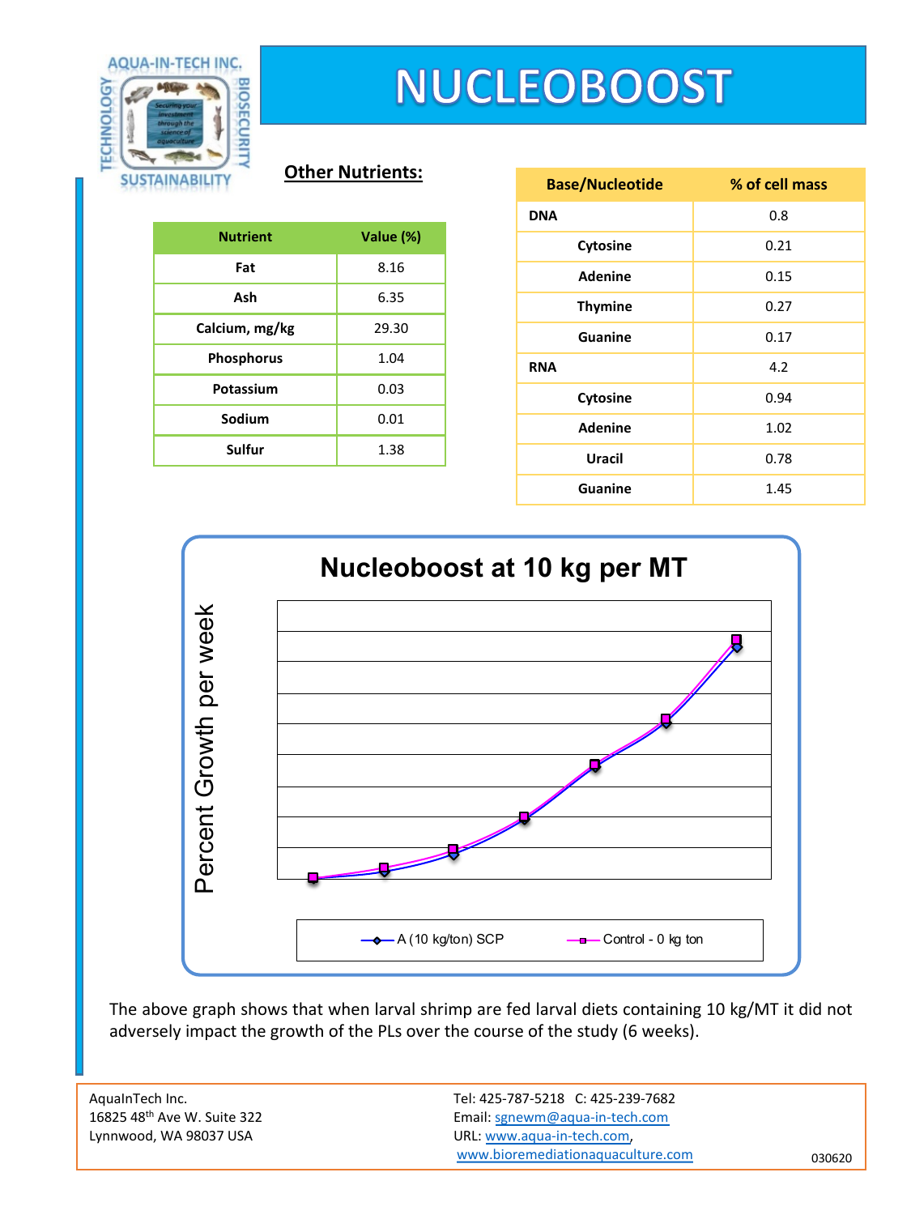# NUCLEOBOOST

## Other Nutrients:

| Nutrient | Value (%) |
|---|---|
| Fat | 8.16 |
| Ash | 6.35 |
| Calcium, mg/kg | 29.30 |
| Phosphorus | 1.04 |
| Potassium | 0.03 |
| Sodium | 0.01 |
| Sulfur | 1.38 |

| Base/Nucleotide | % of cell mass |
|---|---|
| DNA | 0.8 |
| Cytosine | 0.21 |
| Adenine | 0.15 |
| Thymine | 0.27 |
| Guanine | 0.17 |
| RNA | 4.2 |
| Cytosine | 0.94 |
| Adenine | 1.02 |
| Uracil | 0.78 |
| Guanine | 1.45 |

Nucleoboost at 10 kg per MT

Percent Growth per week

A (10 kg/ton) SCP

Control - 0 kg ton

The above graph shows that when larval shrimp are fed larval diets containing 10 kg/MT it did not adversely impact the growth of the PLs over the course of the study (6 weeks).

AquaInTech Inc.
16825 48th Ave W. Suite 322
Lynnwood, WA 98037 USA

Tel: 425-787-5218 C: 425-239-7682
Email: sgnewm@aqua-in-tech.com
URL: www.aqua-in-tech.com,
www.bioremediationaquaculture.com

030620